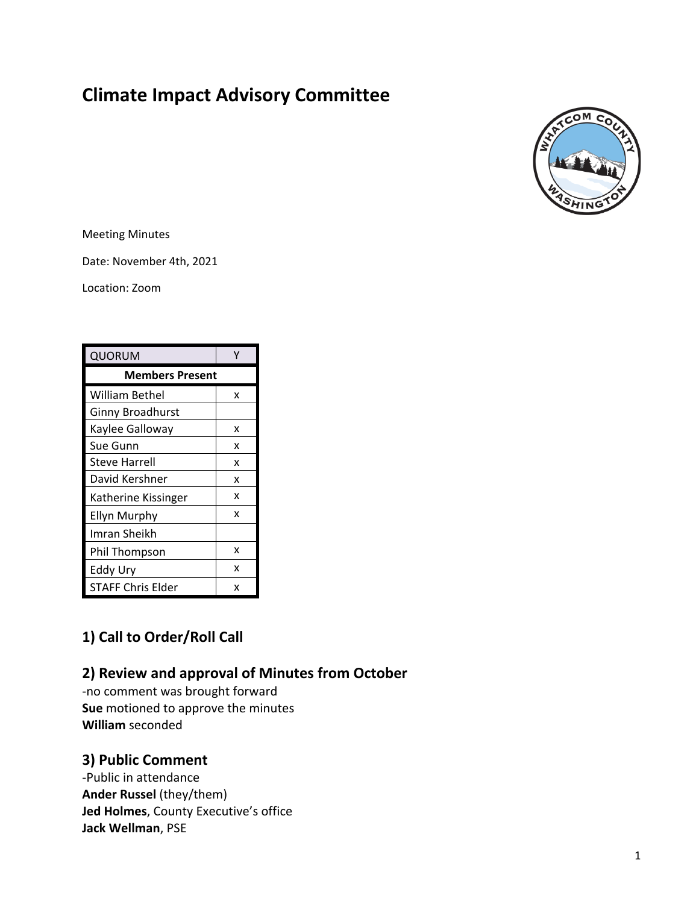# Climate Impact Advisory Committee

Meeting Minutes

Date: November 4th, 2021

Location: Zoom

| QUORUM | Y |
|---|---|
| **Members Present** | |
| William Bethel | x |
| Ginny Broadhurst | |
| Kaylee Galloway | x |
| Sue Gunn | x |
| Steve Harrell | x |
| David Kershner | x |
| Katherine Kissinger | x |
| Ellyn Murphy | x |
| Imran Sheikh | |
| Phil Thompson | x |
| Eddy Ury | x |
| STAFF Chris Elder | x |

## 1) Call to Order/Roll Call

## 2) Review and approval of Minutes from October

-no comment was brought forward
**Sue** motioned to approve the minutes
**William** seconded

## 3) Public Comment

-Public in attendance
**Ander Russel** (they/them)
**Jed Holmes**, County Executive's office
**Jack Wellman**, PSE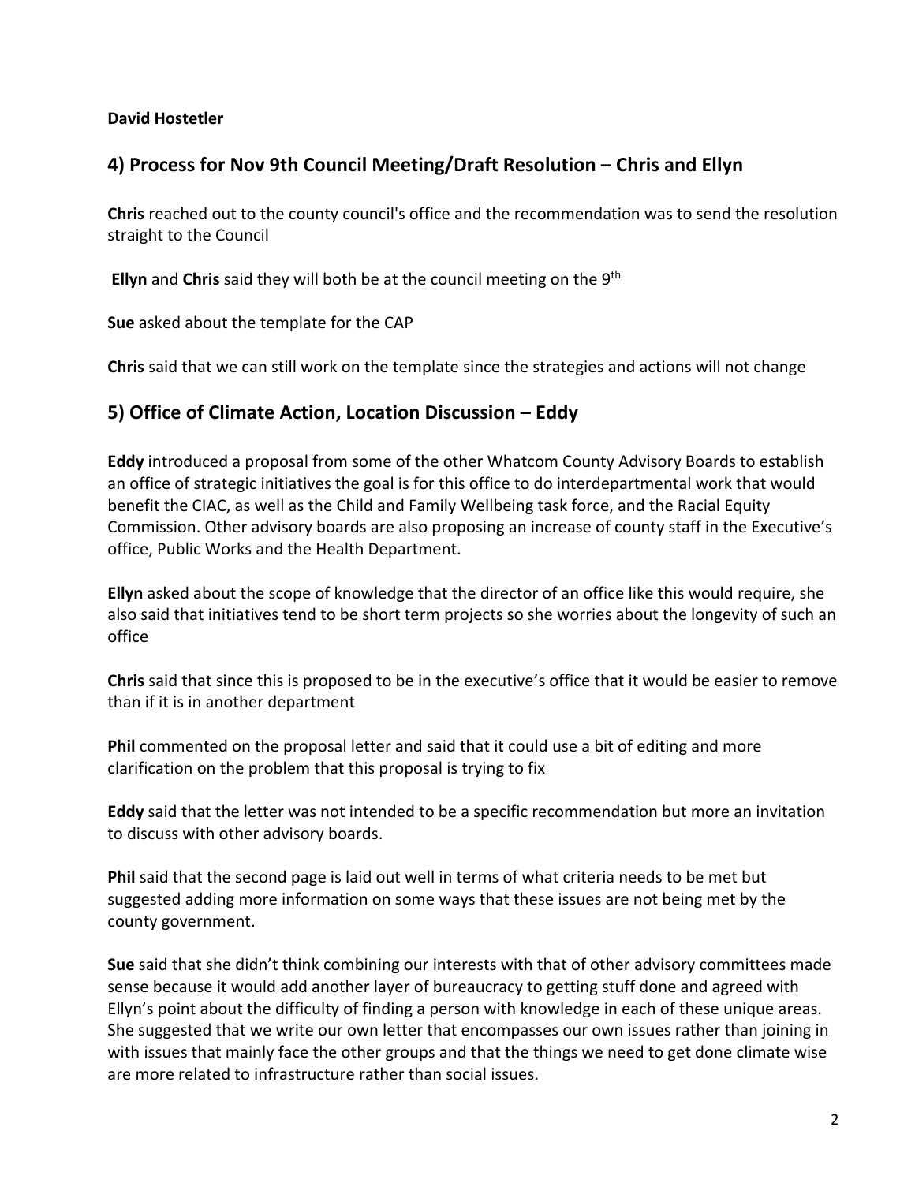**David Hostetler**

## 4) Process for Nov 9th Council Meeting/Draft Resolution – Chris and Ellyn

**Chris** reached out to the county council's office and the recommendation was to send the resolution straight to the Council

**Ellyn** and **Chris** said they will both be at the council meeting on the 9th

**Sue** asked about the template for the CAP

**Chris** said that we can still work on the template since the strategies and actions will not change

## 5) Office of Climate Action, Location Discussion – Eddy

**Eddy** introduced a proposal from some of the other Whatcom County Advisory Boards to establish an office of strategic initiatives the goal is for this office to do interdepartmental work that would benefit the CIAC, as well as the Child and Family Wellbeing task force, and the Racial Equity Commission. Other advisory boards are also proposing an increase of county staff in the Executive's office, Public Works and the Health Department.

**Ellyn** asked about the scope of knowledge that the director of an office like this would require, she also said that initiatives tend to be short term projects so she worries about the longevity of such an office

**Chris** said that since this is proposed to be in the executive's office that it would be easier to remove than if it is in another department

**Phil** commented on the proposal letter and said that it could use a bit of editing and more clarification on the problem that this proposal is trying to fix

**Eddy** said that the letter was not intended to be a specific recommendation but more an invitation to discuss with other advisory boards.

**Phil** said that the second page is laid out well in terms of what criteria needs to be met but suggested adding more information on some ways that these issues are not being met by the county government.

**Sue** said that she didn't think combining our interests with that of other advisory committees made sense because it would add another layer of bureaucracy to getting stuff done and agreed with Ellyn's point about the difficulty of finding a person with knowledge in each of these unique areas. She suggested that we write our own letter that encompasses our own issues rather than joining in with issues that mainly face the other groups and that the things we need to get done climate wise are more related to infrastructure rather than social issues.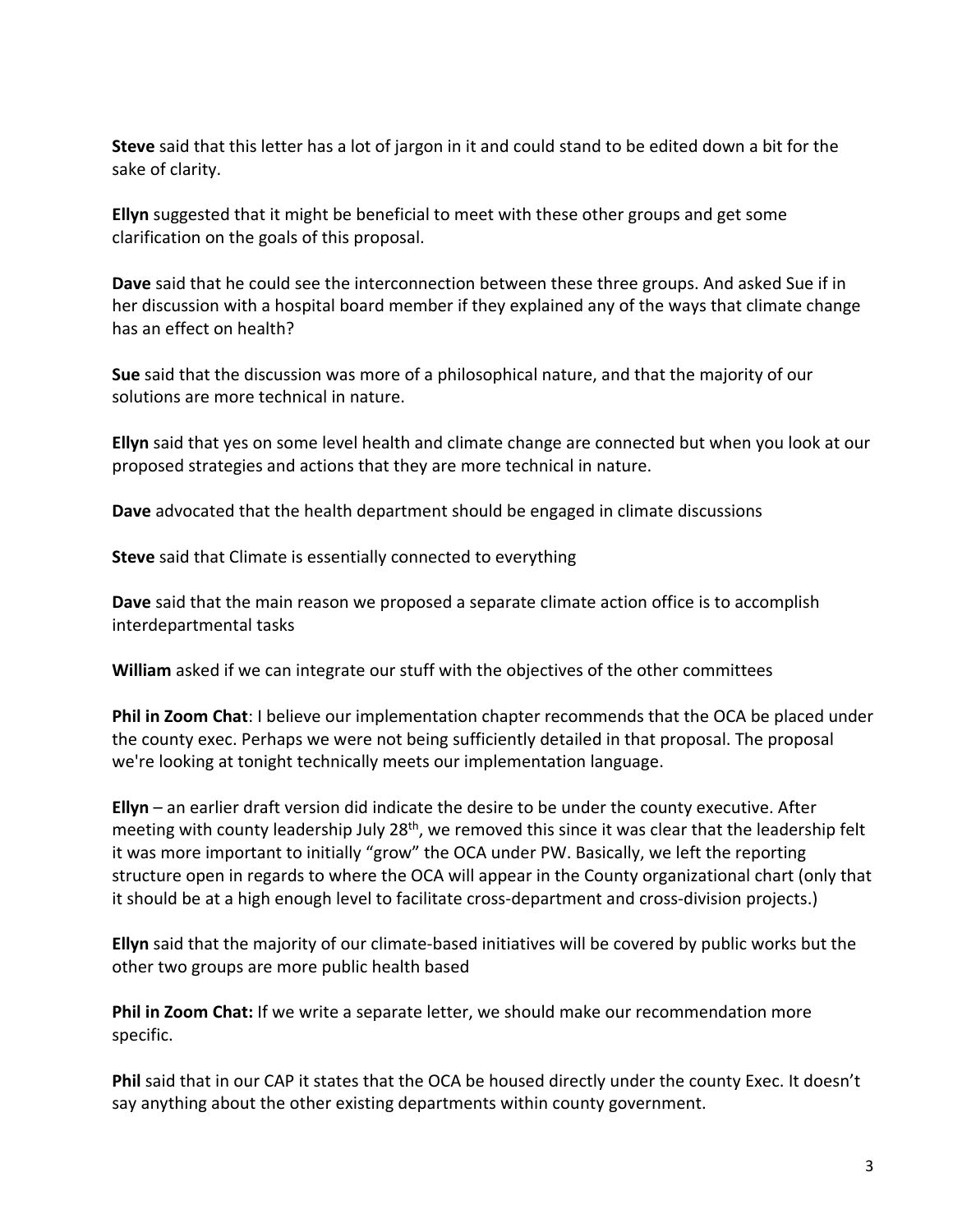**Steve** said that this letter has a lot of jargon in it and could stand to be edited down a bit for the sake of clarity.

**Ellyn** suggested that it might be beneficial to meet with these other groups and get some clarification on the goals of this proposal.

**Dave** said that he could see the interconnection between these three groups. And asked Sue if in her discussion with a hospital board member if they explained any of the ways that climate change has an effect on health?

**Sue** said that the discussion was more of a philosophical nature, and that the majority of our solutions are more technical in nature.

**Ellyn** said that yes on some level health and climate change are connected but when you look at our proposed strategies and actions that they are more technical in nature.

**Dave** advocated that the health department should be engaged in climate discussions

**Steve** said that Climate is essentially connected to everything

**Dave** said that the main reason we proposed a separate climate action office is to accomplish interdepartmental tasks

**William** asked if we can integrate our stuff with the objectives of the other committees

**Phil in Zoom Chat**: I believe our implementation chapter recommends that the OCA be placed under the county exec. Perhaps we were not being sufficiently detailed in that proposal. The proposal we're looking at tonight technically meets our implementation language.

**Ellyn** – an earlier draft version did indicate the desire to be under the county executive. After meeting with county leadership July 28th, we removed this since it was clear that the leadership felt it was more important to initially "grow" the OCA under PW. Basically, we left the reporting structure open in regards to where the OCA will appear in the County organizational chart (only that it should be at a high enough level to facilitate cross-department and cross-division projects.)

**Ellyn** said that the majority of our climate-based initiatives will be covered by public works but the other two groups are more public health based

**Phil in Zoom Chat:** If we write a separate letter, we should make our recommendation more specific.

**Phil** said that in our CAP it states that the OCA be housed directly under the county Exec. It doesn't say anything about the other existing departments within county government.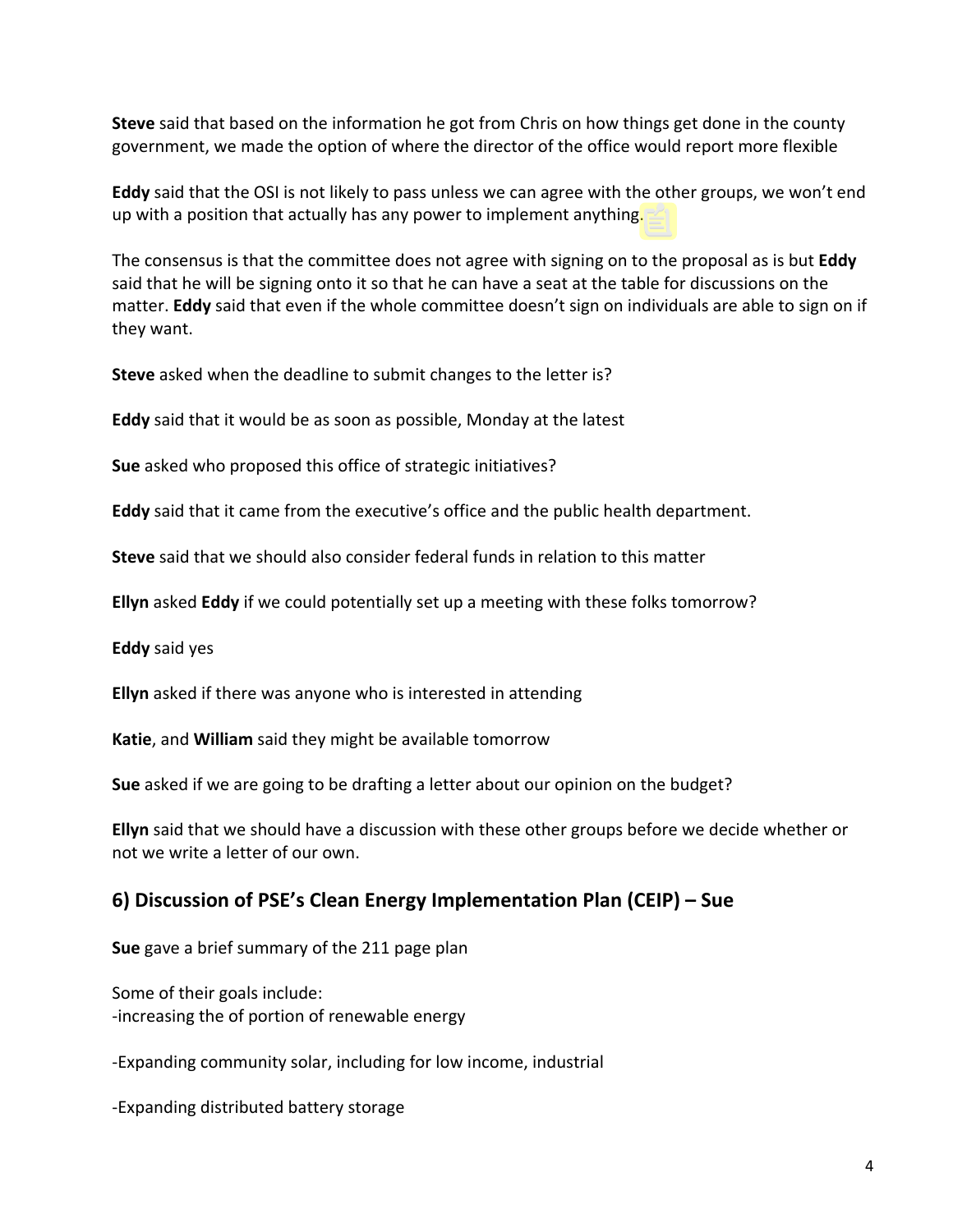**Steve** said that based on the information he got from Chris on how things get done in the county government, we made the option of where the director of the office would report more flexible

**Eddy** said that the OSI is not likely to pass unless we can agree with the other groups, we won't end up with a position that actually has any power to implement anything.

The consensus is that the committee does not agree with signing on to the proposal as is but **Eddy** said that he will be signing onto it so that he can have a seat at the table for discussions on the matter. **Eddy** said that even if the whole committee doesn't sign on individuals are able to sign on if they want.

**Steve** asked when the deadline to submit changes to the letter is?

**Eddy** said that it would be as soon as possible, Monday at the latest

**Sue** asked who proposed this office of strategic initiatives?

**Eddy** said that it came from the executive's office and the public health department.

**Steve** said that we should also consider federal funds in relation to this matter

**Ellyn** asked **Eddy** if we could potentially set up a meeting with these folks tomorrow?

**Eddy** said yes

**Ellyn** asked if there was anyone who is interested in attending

**Katie**, and **William** said they might be available tomorrow

**Sue** asked if we are going to be drafting a letter about our opinion on the budget?

**Ellyn** said that we should have a discussion with these other groups before we decide whether or not we write a letter of our own.

## 6) Discussion of PSE's Clean Energy Implementation Plan (CEIP) – Sue

**Sue** gave a brief summary of the 211 page plan

Some of their goals include:
-increasing the of portion of renewable energy

-Expanding community solar, including for low income, industrial

-Expanding distributed battery storage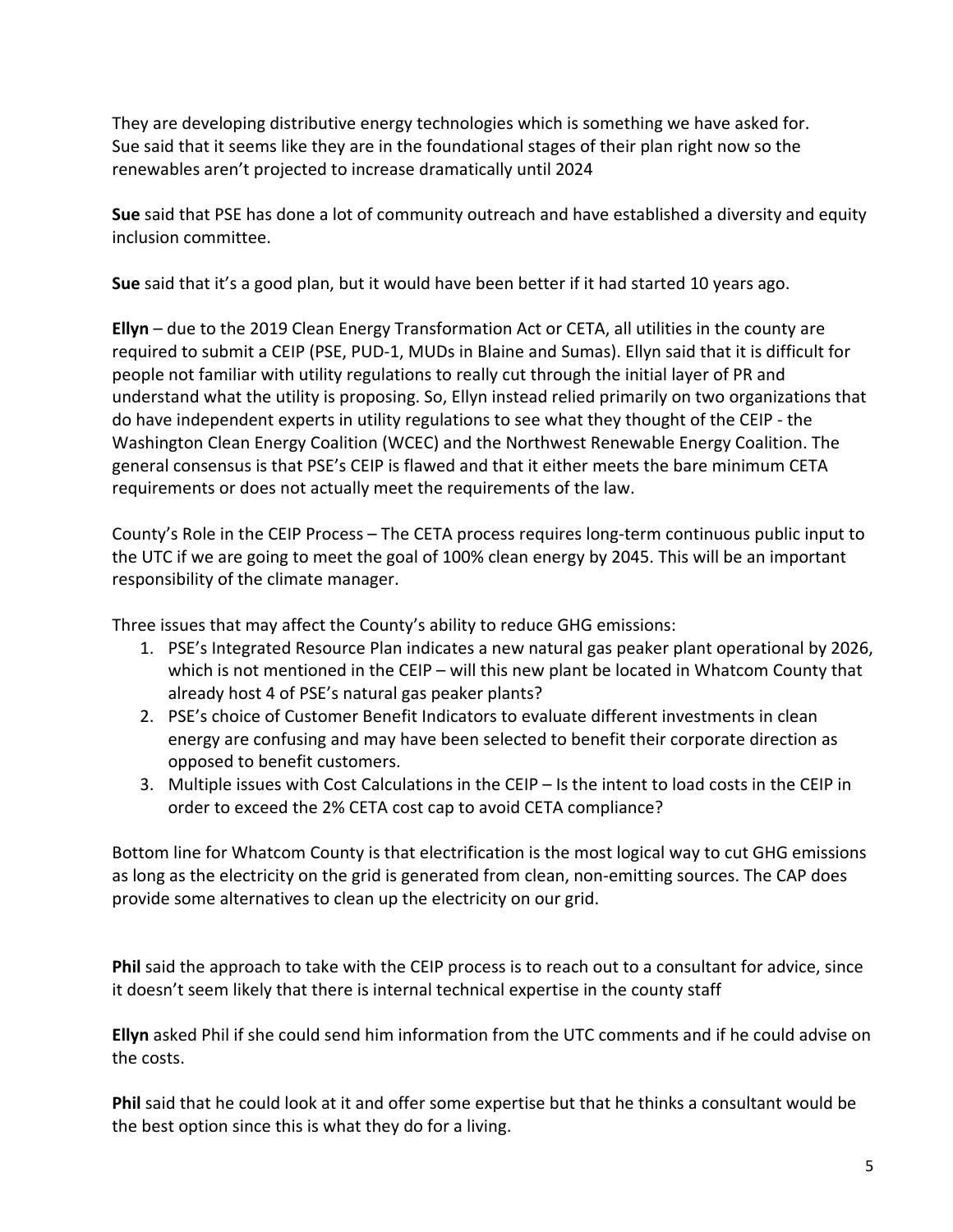They are developing distributive energy technologies which is something we have asked for.
Sue said that it seems like they are in the foundational stages of their plan right now so the renewables aren't projected to increase dramatically until 2024

**Sue** said that PSE has done a lot of community outreach and have established a diversity and equity inclusion committee.

**Sue** said that it's a good plan, but it would have been better if it had started 10 years ago.

**Ellyn** – due to the 2019 Clean Energy Transformation Act or CETA, all utilities in the county are required to submit a CEIP (PSE, PUD-1, MUDs in Blaine and Sumas). Ellyn said that it is difficult for people not familiar with utility regulations to really cut through the initial layer of PR and understand what the utility is proposing. So, Ellyn instead relied primarily on two organizations that do have independent experts in utility regulations to see what they thought of the CEIP - the Washington Clean Energy Coalition (WCEC) and the Northwest Renewable Energy Coalition. The general consensus is that PSE's CEIP is flawed and that it either meets the bare minimum CETA requirements or does not actually meet the requirements of the law.

County's Role in the CEIP Process – The CETA process requires long-term continuous public input to the UTC if we are going to meet the goal of 100% clean energy by 2045. This will be an important responsibility of the climate manager.

Three issues that may affect the County's ability to reduce GHG emissions:

1. PSE's Integrated Resource Plan indicates a new natural gas peaker plant operational by 2026, which is not mentioned in the CEIP – will this new plant be located in Whatcom County that already host 4 of PSE's natural gas peaker plants?
2. PSE's choice of Customer Benefit Indicators to evaluate different investments in clean energy are confusing and may have been selected to benefit their corporate direction as opposed to benefit customers.
3. Multiple issues with Cost Calculations in the CEIP – Is the intent to load costs in the CEIP in order to exceed the 2% CETA cost cap to avoid CETA compliance?

Bottom line for Whatcom County is that electrification is the most logical way to cut GHG emissions as long as the electricity on the grid is generated from clean, non-emitting sources. The CAP does provide some alternatives to clean up the electricity on our grid.

**Phil** said the approach to take with the CEIP process is to reach out to a consultant for advice, since it doesn't seem likely that there is internal technical expertise in the county staff

**Ellyn** asked Phil if she could send him information from the UTC comments and if he could advise on the costs.

**Phil** said that he could look at it and offer some expertise but that he thinks a consultant would be the best option since this is what they do for a living.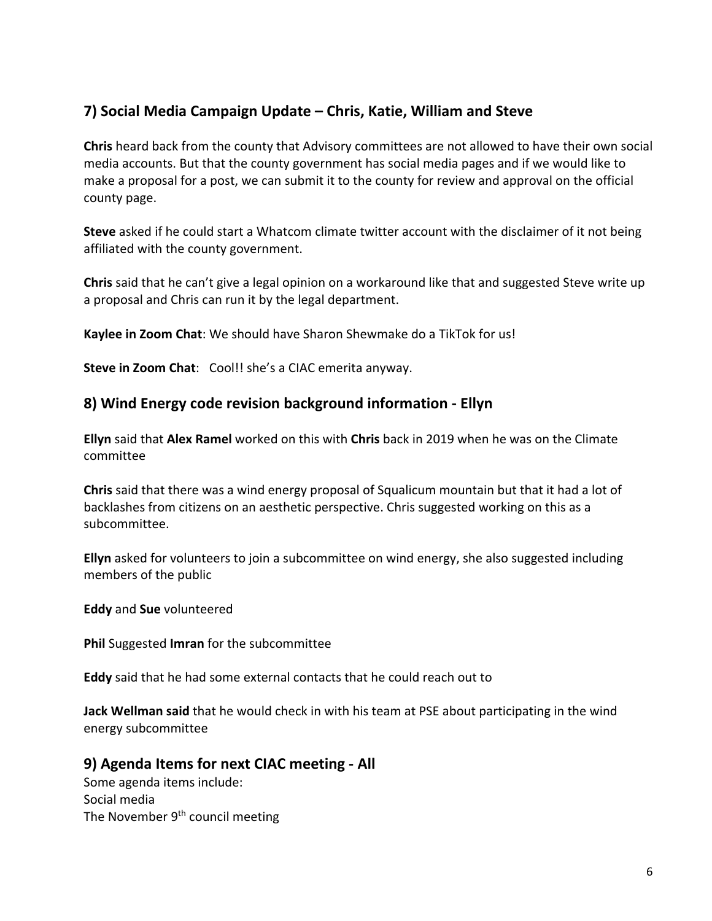## 7) Social Media Campaign Update – Chris, Katie, William and Steve

**Chris** heard back from the county that Advisory committees are not allowed to have their own social media accounts. But that the county government has social media pages and if we would like to make a proposal for a post, we can submit it to the county for review and approval on the official county page.

**Steve** asked if he could start a Whatcom climate twitter account with the disclaimer of it not being affiliated with the county government.

**Chris** said that he can't give a legal opinion on a workaround like that and suggested Steve write up a proposal and Chris can run it by the legal department.

**Kaylee in Zoom Chat**: We should have Sharon Shewmake do a TikTok for us!

**Steve in Zoom Chat**: Cool!! she's a CIAC emerita anyway.

## 8) Wind Energy code revision background information - Ellyn

**Ellyn** said that **Alex Ramel** worked on this with **Chris** back in 2019 when he was on the Climate committee

**Chris** said that there was a wind energy proposal of Squalicum mountain but that it had a lot of backlashes from citizens on an aesthetic perspective. Chris suggested working on this as a subcommittee.

**Ellyn** asked for volunteers to join a subcommittee on wind energy, she also suggested including members of the public

**Eddy** and **Sue** volunteered

**Phil** Suggested **Imran** for the subcommittee

**Eddy** said that he had some external contacts that he could reach out to

**Jack Wellman said** that he would check in with his team at PSE about participating in the wind energy subcommittee

## 9) Agenda Items for next CIAC meeting - All

Some agenda items include:
Social media
The November 9th council meeting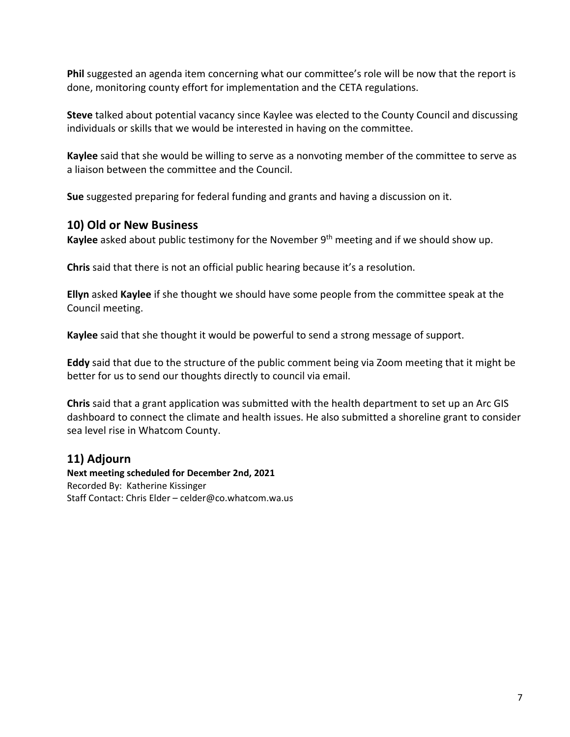**Phil** suggested an agenda item concerning what our committee's role will be now that the report is done, monitoring county effort for implementation and the CETA regulations.

**Steve** talked about potential vacancy since Kaylee was elected to the County Council and discussing individuals or skills that we would be interested in having on the committee.

**Kaylee** said that she would be willing to serve as a nonvoting member of the committee to serve as a liaison between the committee and the Council.

**Sue** suggested preparing for federal funding and grants and having a discussion on it.

## 10) Old or New Business

**Kaylee** asked about public testimony for the November 9th meeting and if we should show up.

**Chris** said that there is not an official public hearing because it's a resolution.

**Ellyn** asked **Kaylee** if she thought we should have some people from the committee speak at the Council meeting.

**Kaylee** said that she thought it would be powerful to send a strong message of support.

**Eddy** said that due to the structure of the public comment being via Zoom meeting that it might be better for us to send our thoughts directly to council via email.

**Chris** said that a grant application was submitted with the health department to set up an Arc GIS dashboard to connect the climate and health issues. He also submitted a shoreline grant to consider sea level rise in Whatcom County.

## 11) Adjourn

**Next meeting scheduled for December 2nd, 2021**
Recorded By: Katherine Kissinger
Staff Contact: Chris Elder – celder@co.whatcom.wa.us